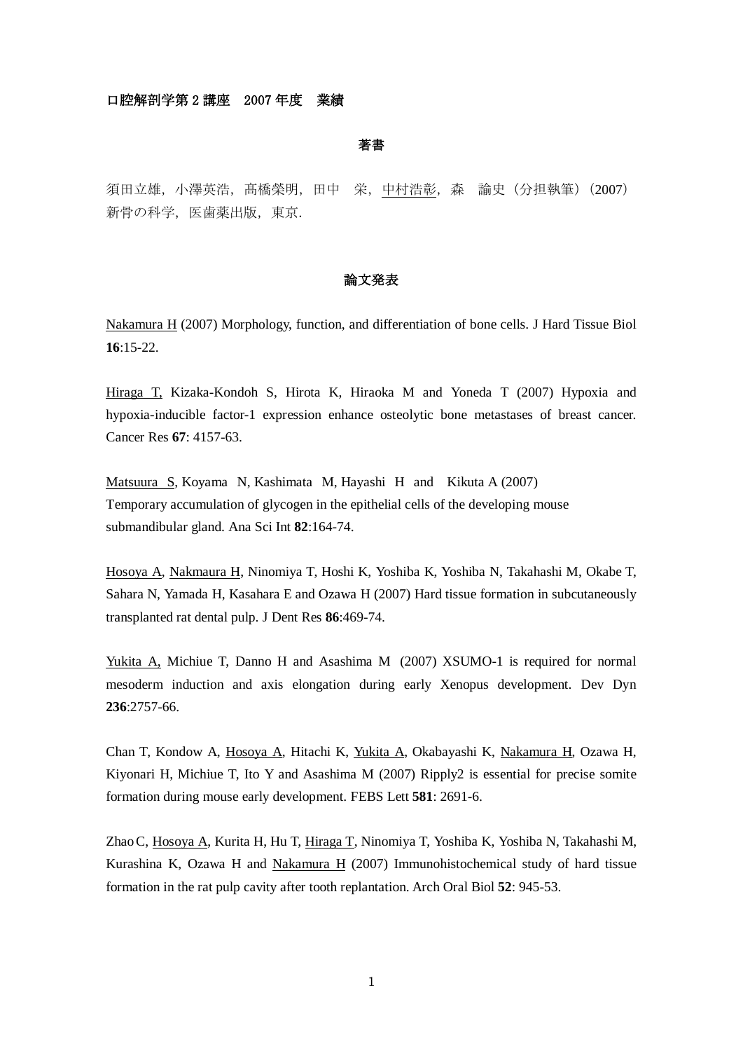口腔解剖学第 2 講座　2007 年度　業績

## 著書

須田立雄，小澤英浩，高橋榮明，田中　栄，<u>中村浩彰</u>，森　諭史（分担執筆）（2007）新骨の科学，医歯薬出版，東京．

## 論文発表

<u>Nakamura H</u> (2007) Morphology, function, and differentiation of bone cells. J Hard Tissue Biol **16**:15-22.

<u>Hiraga T,</u> Kizaka-Kondoh S, Hirota K, Hiraoka M and Yoneda T (2007) Hypoxia and hypoxia-inducible factor-1 expression enhance osteolytic bone metastases of breast cancer. Cancer Res **67**: 4157-63.

<u>Matsuura S</u>, Koyama N, Kashimata M, Hayashi H and Kikuta A (2007) Temporary accumulation of glycogen in the epithelial cells of the developing mouse submandibular gland. Ana Sci Int **82**:164-74.

<u>Hosoya A</u>, <u>Nakmaura H</u>, Ninomiya T, Hoshi K, Yoshiba K, Yoshiba N, Takahashi M, Okabe T, Sahara N, Yamada H, Kasahara E and Ozawa H (2007) Hard tissue formation in subcutaneously transplanted rat dental pulp. J Dent Res **86**:469-74.

<u>Yukita A,</u> Michiue T, Danno H and Asashima M (2007) XSUMO-1 is required for normal mesoderm induction and axis elongation during early Xenopus development. Dev Dyn **236**:2757-66.

Chan T, Kondow A, <u>Hosoya A</u>, Hitachi K, <u>Yukita A</u>, Okabayashi K, <u>Nakamura H</u>, Ozawa H, Kiyonari H, Michiue T, Ito Y and Asashima M (2007) Ripply2 is essential for precise somite formation during mouse early development. FEBS Lett **581**: 2691-6.

Zhao C, <u>Hosoya A</u>, Kurita H, Hu T, <u>Hiraga T</u>, Ninomiya T, Yoshiba K, Yoshiba N, Takahashi M, Kurashina K, Ozawa H and <u>Nakamura H</u> (2007) Immunohistochemical study of hard tissue formation in the rat pulp cavity after tooth replantation. Arch Oral Biol **52**: 945-53.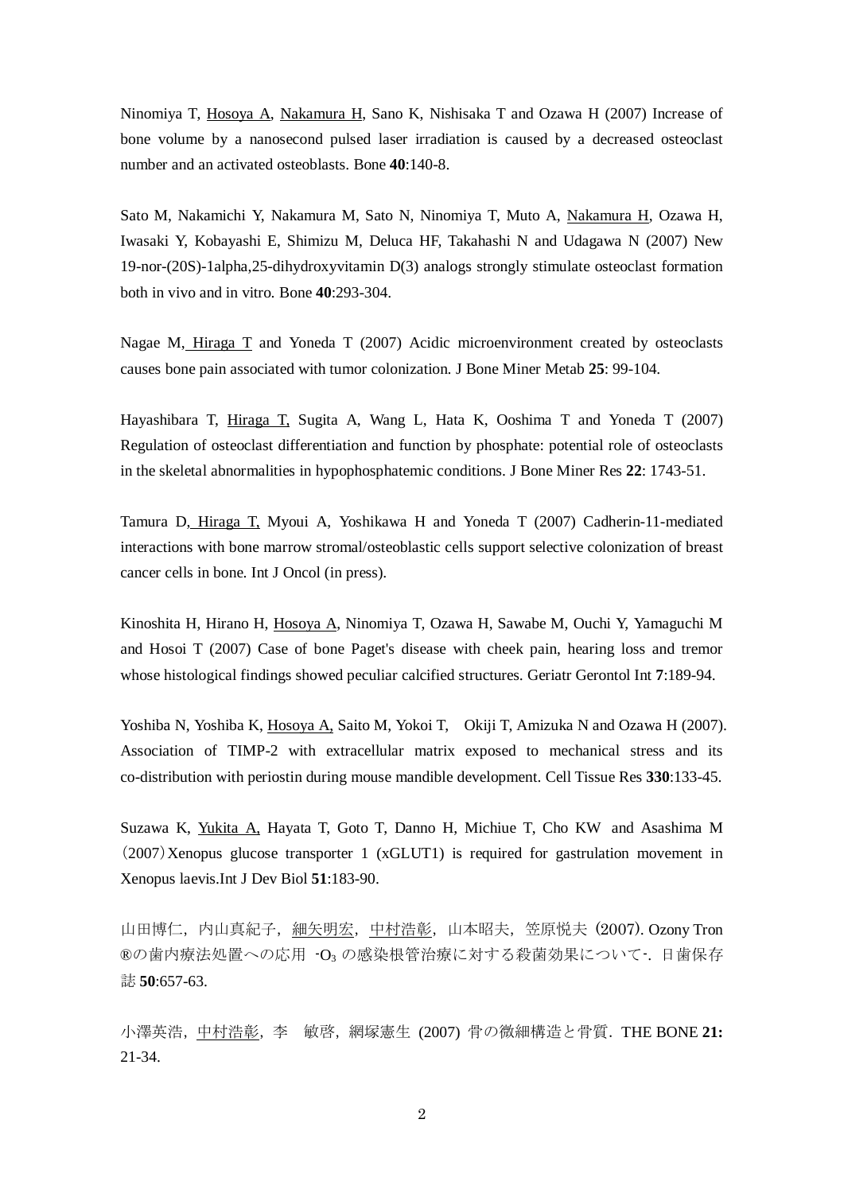Ninomiya T, <u>Hosoya A</u>, <u>Nakamura H</u>, Sano K, Nishisaka T and Ozawa H (2007) Increase of bone volume by a nanosecond pulsed laser irradiation is caused by a decreased osteoclast number and an activated osteoblasts. Bone **40**:140-8.

Sato M, Nakamichi Y, Nakamura M, Sato N, Ninomiya T, Muto A, <u>Nakamura H</u>, Ozawa H, Iwasaki Y, Kobayashi E, Shimizu M, Deluca HF, Takahashi N and Udagawa N (2007) New 19-nor-(20S)-1alpha,25-dihydroxyvitamin D(3) analogs strongly stimulate osteoclast formation both in vivo and in vitro. Bone **40**:293-304.

Nagae M, <u>Hiraga T</u> and Yoneda T (2007) Acidic microenvironment created by osteoclasts causes bone pain associated with tumor colonization. J Bone Miner Metab **25**: 99-104.

Hayashibara T, <u>Hiraga T,</u> Sugita A, Wang L, Hata K, Ooshima T and Yoneda T (2007) Regulation of osteoclast differentiation and function by phosphate: potential role of osteoclasts in the skeletal abnormalities in hypophosphatemic conditions. J Bone Miner Res **22**: 1743-51.

Tamura D, <u>Hiraga T,</u> Myoui A, Yoshikawa H and Yoneda T (2007) Cadherin-11-mediated interactions with bone marrow stromal/osteoblastic cells support selective colonization of breast cancer cells in bone. Int J Oncol (in press).

Kinoshita H, Hirano H, <u>Hosoya A</u>, Ninomiya T, Ozawa H, Sawabe M, Ouchi Y, Yamaguchi M and Hosoi T (2007) Case of bone Paget's disease with cheek pain, hearing loss and tremor whose histological findings showed peculiar calcified structures. Geriatr Gerontol Int **7**:189-94.

Yoshiba N, Yoshiba K, <u>Hosoya A,</u> Saito M, Yokoi T,  Okiji T, Amizuka N and Ozawa H (2007). Association of TIMP-2 with extracellular matrix exposed to mechanical stress and its co-distribution with periostin during mouse mandible development. Cell Tissue Res **330**:133-45.

Suzawa K, <u>Yukita A,</u> Hayata T, Goto T, Danno H, Michiue T, Cho KW and Asashima M（2007）Xenopus glucose transporter 1 (xGLUT1) is required for gastrulation movement in Xenopus laevis.Int J Dev Biol **51**:183-90.

山田博仁，内山真紀子，<u>細矢明宏</u>，<u>中村浩彰</u>，山本昭夫，笠原悦夫（2007）. Ozony Tron ®の歯内療法処置への応用 -$O_3$ の感染根管治療に対する殺菌効果について-. 日歯保存誌 **50**:657-63.

小澤英浩，<u>中村浩彰</u>，李　敏啓，網塚憲生 (2007) 骨の微細構造と骨質．THE BONE **21:** 21-34.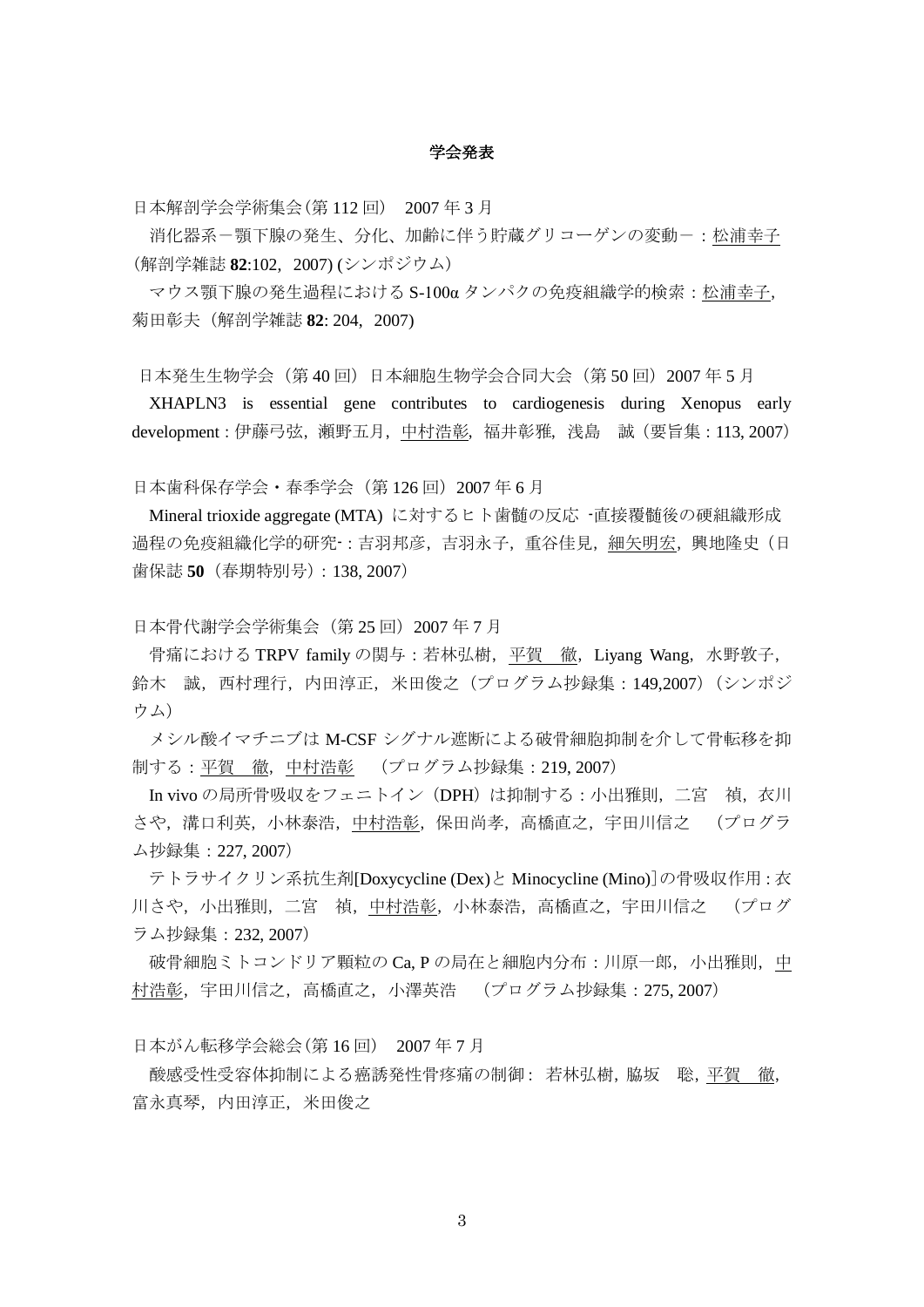## 学会発表

日本解剖学会学術集会(第 112 回) 2007 年 3 月

消化器系－顎下腺の発生、分化、加齢に伴う貯蔵グリコーゲンの変動－：松浦幸子(解剖学雑誌 **82**:102, 2007) (シンポジウム)

マウス顎下腺の発生過程における S-100α タンパクの免疫組織学的検索：松浦幸子, 菊田彰夫（解剖学雑誌 **82**: 204, 2007)

日本発生生物学会（第 40 回）日本細胞生物学会合同大会（第 50 回）2007 年 5 月

XHAPLN3 is essential gene contributes to cardiogenesis during Xenopus early development : 伊藤弓弦，瀬野五月，中村浩彰，福井彰雅，浅島 誠（要旨集 : 113, 2007）

日本歯科保存学会・春季学会（第 126 回）2007 年 6 月

Mineral trioxide aggregate (MTA) に対するヒト歯髄の反応 -直接覆髄後の硬組織形成過程の免疫組織化学的研究- : 吉羽邦彦，吉羽永子，重谷佳見，細矢明宏，興地隆史（日歯保誌 **50**（春期特別号）: 138, 2007）

日本骨代謝学会学術集会（第 25 回）2007 年 7 月

骨痛における TRPV family の関与 : 若林弘樹，平賀 徹，Liyang Wang，水野敦子，鈴木 誠，西村理行，内田淳正，米田俊之（プログラム抄録集 : 149,2007）（シンポジウム）

メシル酸イマチニブは M-CSF シグナル遮断による破骨細胞抑制を介して骨転移を抑制する：平賀 徹，中村浩彰 （プログラム抄録集：219, 2007）

In vivo の局所骨吸収をフェニトイン（DPH）は抑制する : 小出雅則，二宮 禎，衣川さや，溝口利英，小林泰浩，中村浩彰，保田尚孝，高橋直之，宇田川信之 （プログラム抄録集：227, 2007）

テトラサイクリン系抗生剤[Doxycycline (Dex)と Minocycline (Mino)]の骨吸収作用 : 衣川さや，小出雅則，二宮 禎，中村浩彰，小林泰浩，高橋直之，宇田川信之 （プログラム抄録集：232, 2007）

破骨細胞ミトコンドリア顆粒の Ca, P の局在と細胞内分布：川原一郎，小出雅則，中村浩彰，宇田川信之，高橋直之，小澤英浩 （プログラム抄録集：275, 2007）

日本がん転移学会総会(第 16 回) 2007 年 7 月

酸感受性受容体抑制による癌誘発性骨疼痛の制御 : 若林弘樹，脇坂 聡，平賀 徹，富永真琴，内田淳正，米田俊之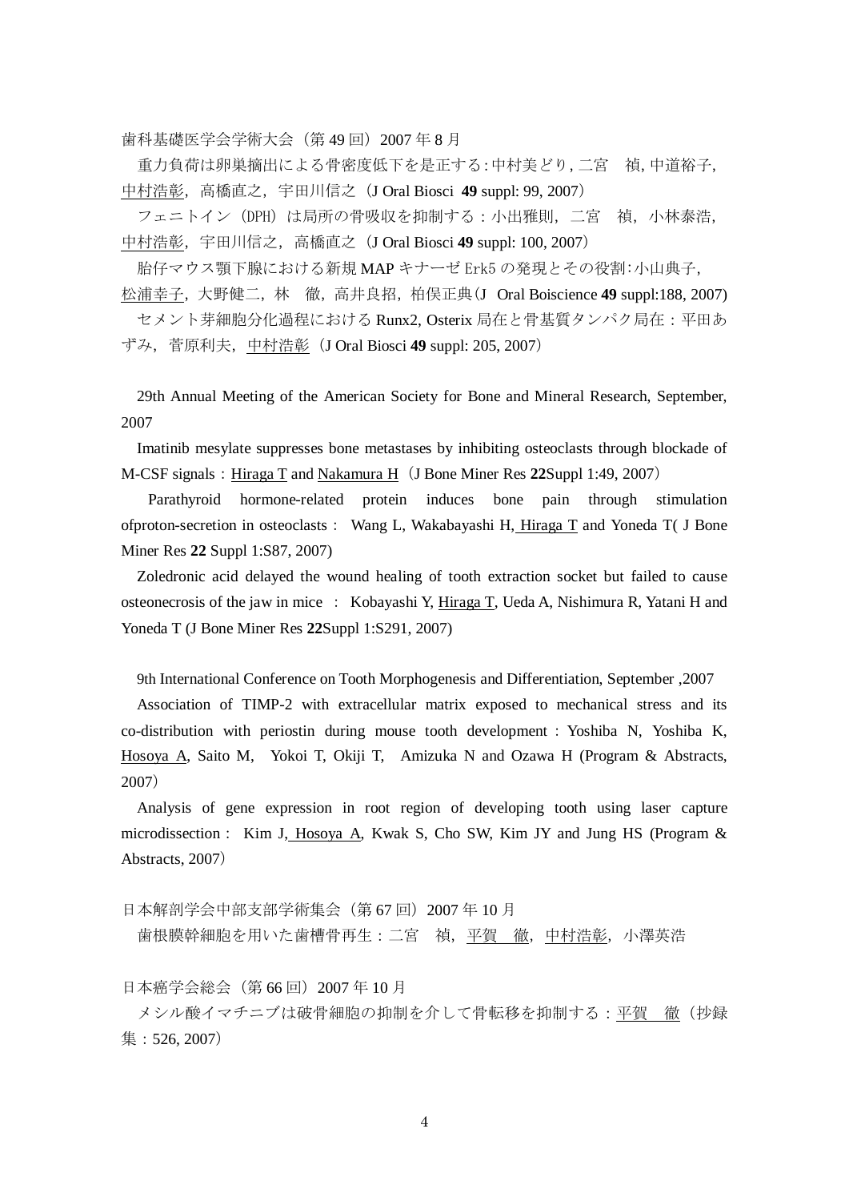歯科基礎医学会学術大会（第 49 回）2007 年 8 月

重力負荷は卵巣摘出による骨密度低下を是正する：中村美どり，二宮　禎，中道裕子，<u>中村浩彰</u>，高橋直之，宇田川信之（J Oral Biosci **49** suppl: 99, 2007）

フェニトイン（DPH）は局所の骨吸収を抑制する：小出雅則，二宮　禎，小林泰浩，<u>中村浩彰</u>，宇田川信之，高橋直之（J Oral Biosci **49** suppl: 100, 2007）

胎仔マウス顎下腺における新規 MAP キナーゼ Erk5 の発現とその役割：小山典子，<u>松浦幸子</u>，大野健二，林　徹，高井良招，柏俣正典（J Oral Boiscience **49** suppl:188, 2007）

セメント芽細胞分化過程における Runx2, Osterix 局在と骨基質タンパク局在：平田あずみ，菅原利夫，<u>中村浩彰</u>（J Oral Biosci **49** suppl: 205, 2007）

29th Annual Meeting of the American Society for Bone and Mineral Research, September, 2007

Imatinib mesylate suppresses bone metastases by inhibiting osteoclasts through blockade of M-CSF signals：<u>Hiraga T</u> and <u>Nakamura H</u>（J Bone Miner Res **22**Suppl 1:49, 2007）

Parathyroid hormone-related protein induces bone pain through stimulation ofproton-secretion in osteoclasts： Wang L, Wakabayashi H, <u>Hiraga T</u> and Yoneda T( J Bone Miner Res **22** Suppl 1:S87, 2007)

Zoledronic acid delayed the wound healing of tooth extraction socket but failed to cause osteonecrosis of the jaw in mice ： Kobayashi Y, <u>Hiraga T</u>, Ueda A, Nishimura R, Yatani H and Yoneda T (J Bone Miner Res **22**Suppl 1:S291, 2007)

9th International Conference on Tooth Morphogenesis and Differentiation, September ,2007

Association of TIMP-2 with extracellular matrix exposed to mechanical stress and its co-distribution with periostin during mouse tooth development : Yoshiba N, Yoshiba K, <u>Hosoya A</u>, Saito M, Yokoi T, Okiji T, Amizuka N and Ozawa H (Program & Abstracts, 2007）

Analysis of gene expression in root region of developing tooth using laser capture microdissection： Kim J, <u>Hosoya A</u>, Kwak S, Cho SW, Kim JY and Jung HS (Program & Abstracts, 2007）

日本解剖学会中部支部学術集会（第 67 回）2007 年 10 月

歯根膜幹細胞を用いた歯槽骨再生：二宮　禎，<u>平賀　徹</u>，<u>中村浩彰</u>，小澤英浩

日本癌学会総会（第 66 回）2007 年 10 月

メシル酸イマチニブは破骨細胞の抑制を介して骨転移を抑制する：<u>平賀　徹</u>（抄録集：526, 2007）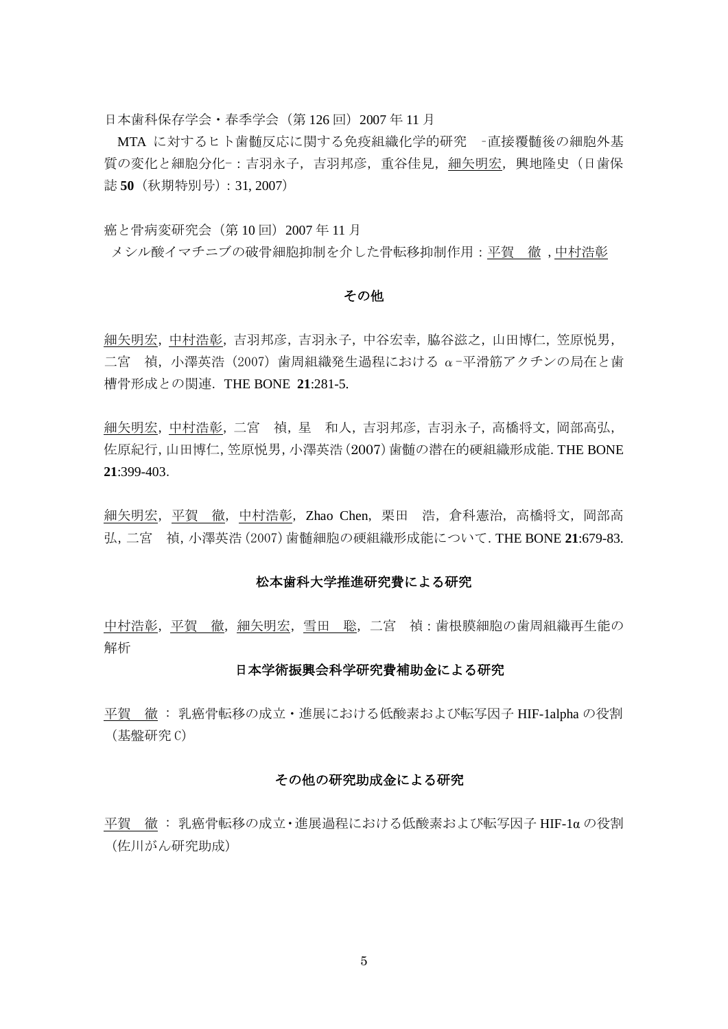日本歯科保存学会・春季学会（第 126 回）2007 年 11 月

MTA に対するヒト歯髄反応に関する免疫組織化学的研究 －直接覆髄後の細胞外基質の変化と細胞分化－：吉羽永子，吉羽邦彦，重谷佳見，細矢明宏，興地隆史（日歯保誌 **50**（秋期特別号）: 31, 2007）

癌と骨病変研究会（第 10 回）2007 年 11 月

メシル酸イマチニブの破骨細胞抑制を介した骨転移抑制作用：平賀　徹 , 中村浩彰

## その他

細矢明宏，中村浩彰，吉羽邦彦，吉羽永子，中谷宏幸，脇谷滋之，山田博仁，笠原悦男，二宮　禎，小澤英浩（2007）歯周組織発生過程における α－平滑筋アクチンの局在と歯槽骨形成との関連．THE BONE **21**:281-5.

細矢明宏，中村浩彰，二宮　禎，星　和人，吉羽邦彦，吉羽永子，高橋将文，岡部高弘，佐原紀行, 山田博仁, 笠原悦男, 小澤英浩（2007）歯髄の潜在的硬組織形成能. THE BONE **21**:399-403.

細矢明宏，平賀　徹，中村浩彰，Zhao Chen，栗田　浩，倉科憲治，高橋将文，岡部高弘, 二宮　禎, 小澤英浩（2007）歯髄細胞の硬組織形成能について. THE BONE **21**:679-83.

## 松本歯科大学推進研究費による研究

中村浩彰，平賀　徹，細矢明宏，雪田　聡，二宮　禎：歯根膜細胞の歯周組織再生能の解析

## 日本学術振興会科学研究費補助金による研究

平賀　徹 ： 乳癌骨転移の成立・進展における低酸素および転写因子 HIF-1alpha の役割（基盤研究 C）

## その他の研究助成金による研究

平賀　徹 ： 乳癌骨転移の成立･進展過程における低酸素および転写因子 HIF-1α の役割（佐川がん研究助成）